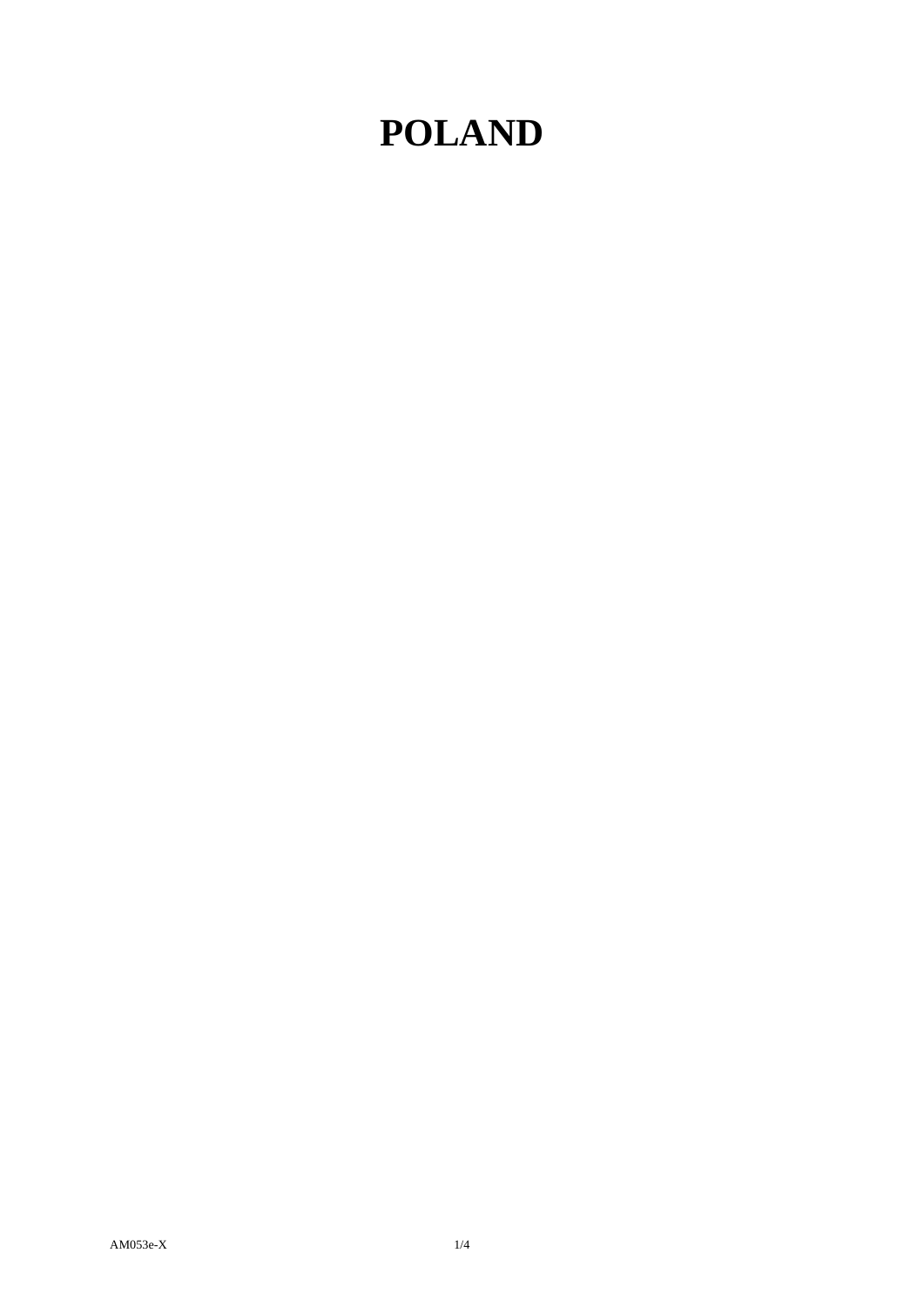# POLAND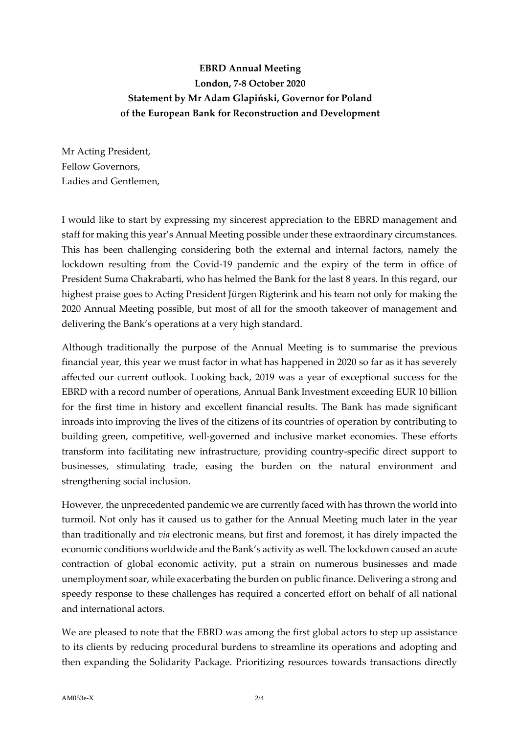**EBRD Annual Meeting**
**London, 7-8 October 2020**
**Statement by Mr Adam Glapiński, Governor for Poland**
**of the European Bank for Reconstruction and Development**

Mr Acting President,
Fellow Governors,
Ladies and Gentlemen,

I would like to start by expressing my sincerest appreciation to the EBRD management and staff for making this year's Annual Meeting possible under these extraordinary circumstances. This has been challenging considering both the external and internal factors, namely the lockdown resulting from the Covid-19 pandemic and the expiry of the term in office of President Suma Chakrabarti, who has helmed the Bank for the last 8 years. In this regard, our highest praise goes to Acting President Jürgen Rigterink and his team not only for making the 2020 Annual Meeting possible, but most of all for the smooth takeover of management and delivering the Bank's operations at a very high standard.

Although traditionally the purpose of the Annual Meeting is to summarise the previous financial year, this year we must factor in what has happened in 2020 so far as it has severely affected our current outlook. Looking back, 2019 was a year of exceptional success for the EBRD with a record number of operations, Annual Bank Investment exceeding EUR 10 billion for the first time in history and excellent financial results. The Bank has made significant inroads into improving the lives of the citizens of its countries of operation by contributing to building green, competitive, well-governed and inclusive market economies. These efforts transform into facilitating new infrastructure, providing country-specific direct support to businesses, stimulating trade, easing the burden on the natural environment and strengthening social inclusion.

However, the unprecedented pandemic we are currently faced with has thrown the world into turmoil. Not only has it caused us to gather for the Annual Meeting much later in the year than traditionally and *via* electronic means, but first and foremost, it has direly impacted the economic conditions worldwide and the Bank's activity as well. The lockdown caused an acute contraction of global economic activity, put a strain on numerous businesses and made unemployment soar, while exacerbating the burden on public finance. Delivering a strong and speedy response to these challenges has required a concerted effort on behalf of all national and international actors.

We are pleased to note that the EBRD was among the first global actors to step up assistance to its clients by reducing procedural burdens to streamline its operations and adopting and then expanding the Solidarity Package. Prioritizing resources towards transactions directly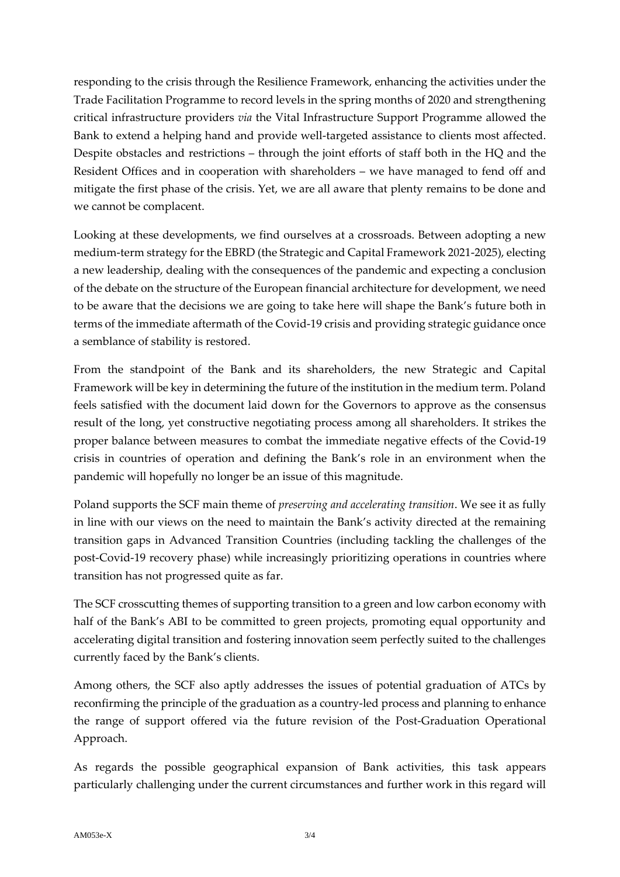responding to the crisis through the Resilience Framework, enhancing the activities under the Trade Facilitation Programme to record levels in the spring months of 2020 and strengthening critical infrastructure providers *via* the Vital Infrastructure Support Programme allowed the Bank to extend a helping hand and provide well-targeted assistance to clients most affected. Despite obstacles and restrictions – through the joint efforts of staff both in the HQ and the Resident Offices and in cooperation with shareholders – we have managed to fend off and mitigate the first phase of the crisis. Yet, we are all aware that plenty remains to be done and we cannot be complacent.

Looking at these developments, we find ourselves at a crossroads. Between adopting a new medium-term strategy for the EBRD (the Strategic and Capital Framework 2021-2025), electing a new leadership, dealing with the consequences of the pandemic and expecting a conclusion of the debate on the structure of the European financial architecture for development, we need to be aware that the decisions we are going to take here will shape the Bank's future both in terms of the immediate aftermath of the Covid-19 crisis and providing strategic guidance once a semblance of stability is restored.

From the standpoint of the Bank and its shareholders, the new Strategic and Capital Framework will be key in determining the future of the institution in the medium term. Poland feels satisfied with the document laid down for the Governors to approve as the consensus result of the long, yet constructive negotiating process among all shareholders. It strikes the proper balance between measures to combat the immediate negative effects of the Covid-19 crisis in countries of operation and defining the Bank's role in an environment when the pandemic will hopefully no longer be an issue of this magnitude.

Poland supports the SCF main theme of *preserving and accelerating transition*. We see it as fully in line with our views on the need to maintain the Bank's activity directed at the remaining transition gaps in Advanced Transition Countries (including tackling the challenges of the post-Covid-19 recovery phase) while increasingly prioritizing operations in countries where transition has not progressed quite as far.

The SCF crosscutting themes of supporting transition to a green and low carbon economy with half of the Bank's ABI to be committed to green projects, promoting equal opportunity and accelerating digital transition and fostering innovation seem perfectly suited to the challenges currently faced by the Bank's clients.

Among others, the SCF also aptly addresses the issues of potential graduation of ATCs by reconfirming the principle of the graduation as a country-led process and planning to enhance the range of support offered via the future revision of the Post-Graduation Operational Approach.

As regards the possible geographical expansion of Bank activities, this task appears particularly challenging under the current circumstances and further work in this regard will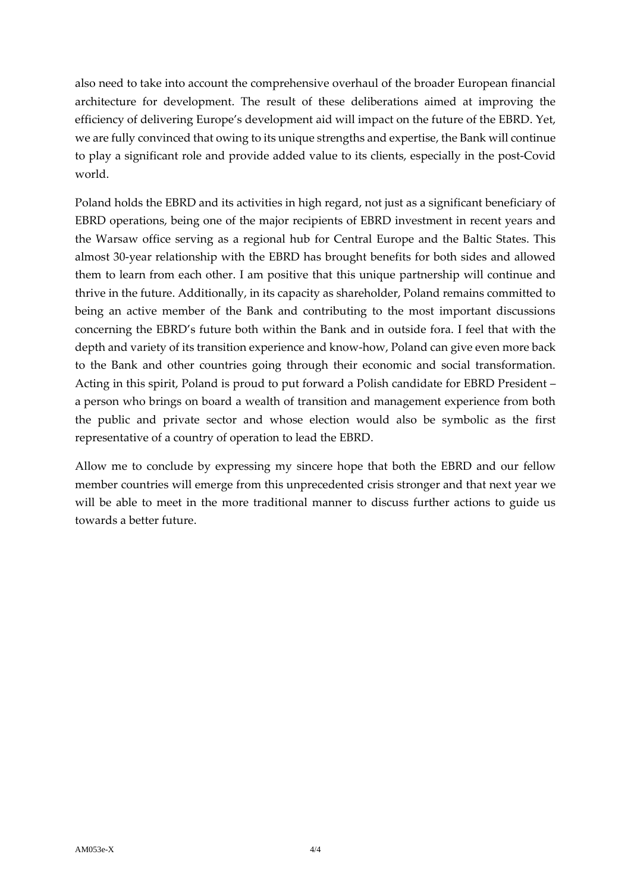also need to take into account the comprehensive overhaul of the broader European financial architecture for development. The result of these deliberations aimed at improving the efficiency of delivering Europe's development aid will impact on the future of the EBRD. Yet, we are fully convinced that owing to its unique strengths and expertise, the Bank will continue to play a significant role and provide added value to its clients, especially in the post-Covid world.

Poland holds the EBRD and its activities in high regard, not just as a significant beneficiary of EBRD operations, being one of the major recipients of EBRD investment in recent years and the Warsaw office serving as a regional hub for Central Europe and the Baltic States. This almost 30-year relationship with the EBRD has brought benefits for both sides and allowed them to learn from each other. I am positive that this unique partnership will continue and thrive in the future. Additionally, in its capacity as shareholder, Poland remains committed to being an active member of the Bank and contributing to the most important discussions concerning the EBRD's future both within the Bank and in outside fora. I feel that with the depth and variety of its transition experience and know-how, Poland can give even more back to the Bank and other countries going through their economic and social transformation. Acting in this spirit, Poland is proud to put forward a Polish candidate for EBRD President – a person who brings on board a wealth of transition and management experience from both the public and private sector and whose election would also be symbolic as the first representative of a country of operation to lead the EBRD.

Allow me to conclude by expressing my sincere hope that both the EBRD and our fellow member countries will emerge from this unprecedented crisis stronger and that next year we will be able to meet in the more traditional manner to discuss further actions to guide us towards a better future.